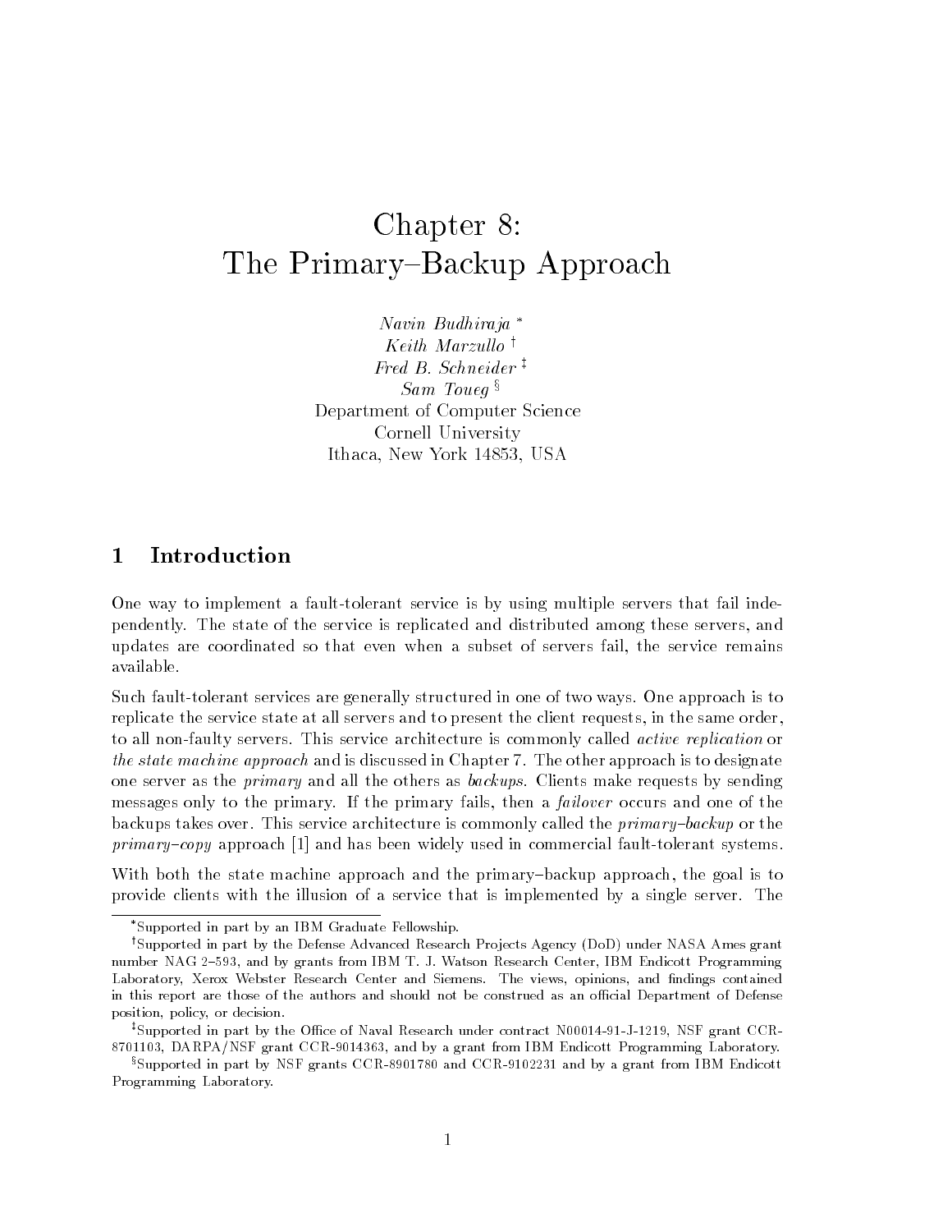# Chapter 8: The Primary–Backup Approach

*Navin Budhiraja* [*]
*Keith Marzullo* [†]
*Fred B. Schneider* [‡]
*Sam Toueg* [§]
Department of Computer Science
Cornell University
Ithaca, New York 14853, USA

## 1 Introduction

One way to implement a fault-tolerant service is by using multiple servers that fail independently. The state of the service is replicated and distributed among these servers, and updates are coordinated so that even when a subset of servers fail, the service remains available.

Such fault-tolerant services are generally structured in one of two ways. One approach is to replicate the service state at all servers and to present the client requests, in the same order, to all non-faulty servers. This service architecture is commonly called *active replication* or *the state machine approach* and is discussed in Chapter 7. The other approach is to designate one server as the *primary* and all the others as *backups*. Clients make requests by sending messages only to the primary. If the primary fails, then a *failover* occurs and one of the backups takes over. This service architecture is commonly called the *primary–backup* or the *primary–copy* approach [1] and has been widely used in commercial fault-tolerant systems.

With both the state machine approach and the primary–backup approach, the goal is to provide clients with the illusion of a service that is implemented by a single server. The

---

[*] Supported in part by an IBM Graduate Fellowship.

[†] Supported in part by the Defense Advanced Research Projects Agency (DoD) under NASA Ames grant number NAG 2–593, and by grants from IBM T. J. Watson Research Center, IBM Endicott Programming Laboratory, Xerox Webster Research Center and Siemens. The views, opinions, and findings contained in this report are those of the authors and should not be construed as an official Department of Defense position, policy, or decision.

[‡] Supported in part by the Office of Naval Research under contract N00014-91-J-1219, NSF grant CCR-8701103, DARPA/NSF grant CCR-9014363, and by a grant from IBM Endicott Programming Laboratory.

[§] Supported in part by NSF grants CCR-8901780 and CCR-9102231 and by a grant from IBM Endicott Programming Laboratory.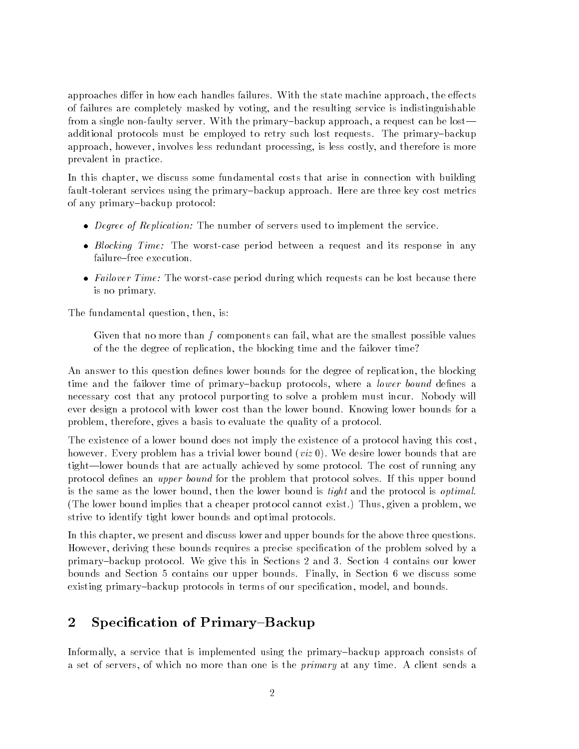approaches differ in how each handles failures. With the state machine approach, the effects of failures are completely masked by voting, and the resulting service is indistinguishable from a single non-faulty server. With the primary–backup approach, a request can be lost—additional protocols must be employed to retry such lost requests. The primary–backup approach, however, involves less redundant processing, is less costly, and therefore is more prevalent in practice.

In this chapter, we discuss some fundamental costs that arise in connection with building fault-tolerant services using the primary–backup approach. Here are three key cost metrics of any primary–backup protocol:

- *Degree of Replication:* The number of servers used to implement the service.
- *Blocking Time:* The worst-case period between a request and its response in any failure–free execution.
- *Failover Time:* The worst-case period during which requests can be lost because there is no primary.

The fundamental question, then, is:

> Given that no more than $f$ components can fail, what are the smallest possible values of the the degree of replication, the blocking time and the failover time?

An answer to this question defines lower bounds for the degree of replication, the blocking time and the failover time of primary–backup protocols, where a *lower bound* defines a necessary cost that any protocol purporting to solve a problem must incur. Nobody will ever design a protocol with lower cost than the lower bound. Knowing lower bounds for a problem, therefore, gives a basis to evaluate the quality of a protocol.

The existence of a lower bound does not imply the existence of a protocol having this cost, however. Every problem has a trivial lower bound (*viz* 0). We desire lower bounds that are tight—lower bounds that are actually achieved by some protocol. The cost of running any protocol defines an *upper bound* for the problem that protocol solves. If this upper bound is the same as the lower bound, then the lower bound is *tight* and the protocol is *optimal*. (The lower bound implies that a cheaper protocol cannot exist.) Thus, given a problem, we strive to identify tight lower bounds and optimal protocols.

In this chapter, we present and discuss lower and upper bounds for the above three questions. However, deriving these bounds requires a precise specification of the problem solved by a primary–backup protocol. We give this in Sections 2 and 3. Section 4 contains our lower bounds and Section 5 contains our upper bounds. Finally, in Section 6 we discuss some existing primary–backup protocols in terms of our specification, model, and bounds.

## 2 Specification of Primary–Backup

Informally, a service that is implemented using the primary–backup approach consists of a set of servers, of which no more than one is the *primary* at any time. A client sends a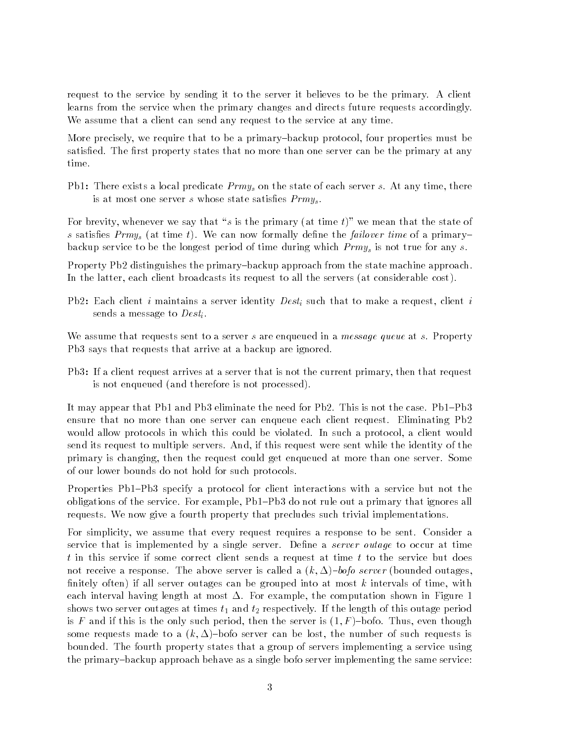request to the service by sending it to the server it believes to be the primary. A client learns from the service when the primary changes and directs future requests accordingly. We assume that a client can send any request to the service at any time.

More precisely, we require that to be a primary–backup protocol, four properties must be satisfied. The first property states that no more than one server can be the primary at any time.

**Pb1:** There exists a local predicate $Prmy_s$ on the state of each server $s$. At any time, there is at most one server $s$ whose state satisfies $Prmy_s$.

For brevity, whenever we say that "$s$ is the primary (at time $t$)" we mean that the state of $s$ satisfies $Prmy_s$ (at time $t$). We can now formally define the *failover time* of a primary–backup service to be the longest period of time during which $Prmy_s$ is not true for any $s$.

Property Pb2 distinguishes the primary–backup approach from the state machine approach. In the latter, each client broadcasts its request to all the servers (at considerable cost).

**Pb2:** Each client $i$ maintains a server identity $Dest_i$ such that to make a request, client $i$ sends a message to $Dest_i$.

We assume that requests sent to a server $s$ are enqueued in a *message queue* at $s$. Property Pb3 says that requests that arrive at a backup are ignored.

**Pb3:** If a client request arrives at a server that is not the current primary, then that request is not enqueued (and therefore is not processed).

It may appear that Pb1 and Pb3 eliminate the need for Pb2. This is not the case. Pb1–Pb3 ensure that no more than one server can enqueue each client request. Eliminating Pb2 would allow protocols in which this could be violated. In such a protocol, a client would send its request to multiple servers. And, if this request were sent while the identity of the primary is changing, then the request could get enqueued at more than one server. Some of our lower bounds do not hold for such protocols.

Properties Pb1–Pb3 specify a protocol for client interactions with a service but not the obligations of the service. For example, Pb1–Pb3 do not rule out a primary that ignores all requests. We now give a fourth property that precludes such trivial implementations.

For simplicity, we assume that every request requires a response to be sent. Consider a service that is implemented by a single server. Define a *server outage* to occur at time $t$ in this service if some correct client sends a request at time $t$ to the service but does not receive a response. The above server is called a $(k, \Delta)$–*bofo server* (bounded outages, finitely often) if all server outages can be grouped into at most $k$ intervals of time, with each interval having length at most $\Delta$. For example, the computation shown in Figure 1 shows two server outages at times $t_1$ and $t_2$ respectively. If the length of this outage period is $F$ and if this is the only such period, then the server is $(1, F)$–bofo. Thus, even though some requests made to a $(k, \Delta)$–bofo server can be lost, the number of such requests is bounded. The fourth property states that a group of servers implementing a service using the primary–backup approach behave as a single bofo server implementing the same service: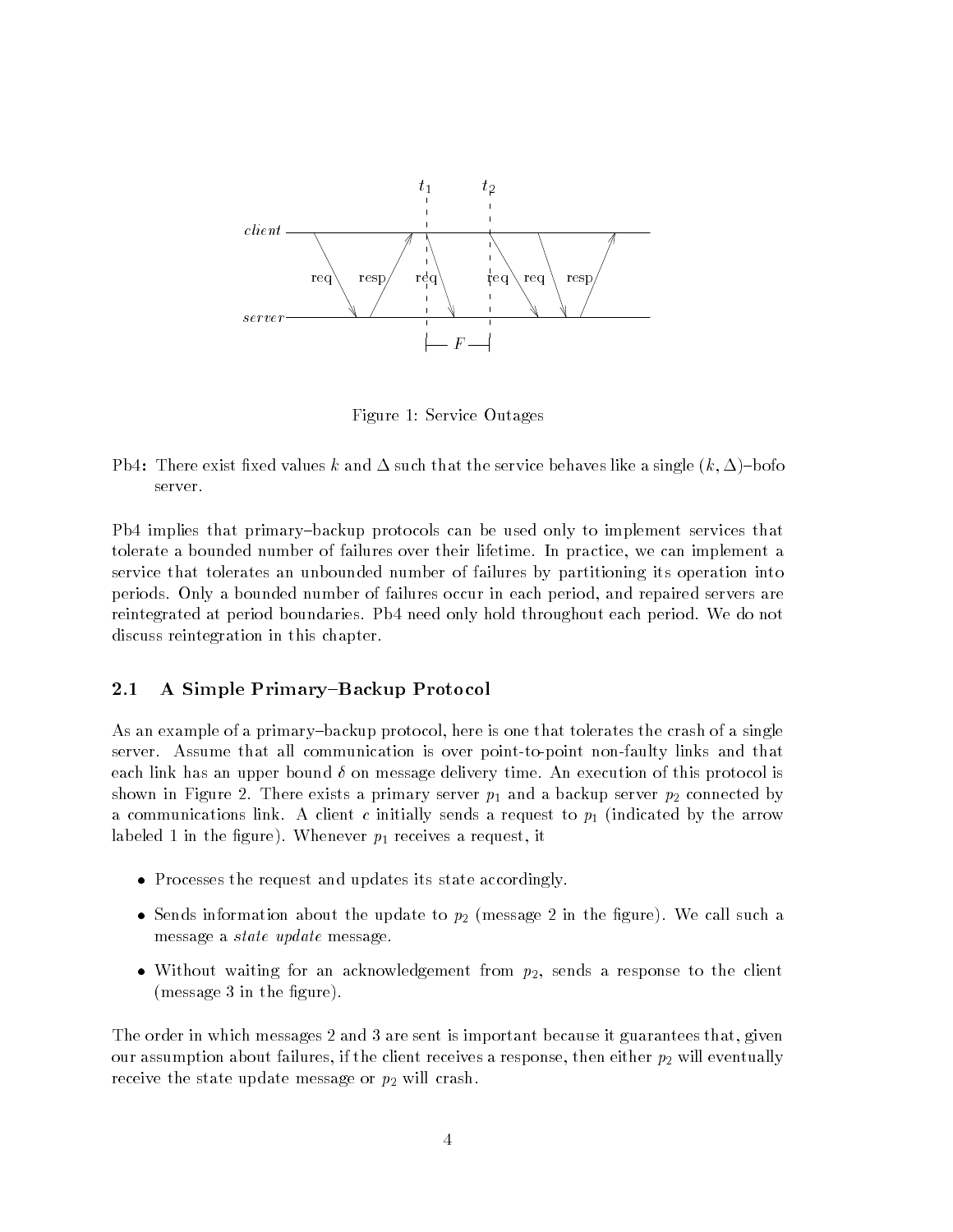Figure 1: Service Outages

**Pb4:** There exist fixed values $k$ and $\Delta$ such that the service behaves like a single $(k, \Delta)$–bofo server.

Pb4 implies that primary–backup protocols can be used only to implement services that tolerate a bounded number of failures over their lifetime. In practice, we can implement a service that tolerates an unbounded number of failures by partitioning its operation into periods. Only a bounded number of failures occur in each period, and repaired servers are reintegrated at period boundaries. Pb4 need only hold throughout each period. We do not discuss reintegration in this chapter.

## 2.1 A Simple Primary–Backup Protocol

As an example of a primary–backup protocol, here is one that tolerates the crash of a single server. Assume that all communication is over point-to-point non-faulty links and that each link has an upper bound $\delta$ on message delivery time. An execution of this protocol is shown in Figure 2. There exists a primary server $p_1$ and a backup server $p_2$ connected by a communications link. A client $c$ initially sends a request to $p_1$ (indicated by the arrow labeled 1 in the figure). Whenever $p_1$ receives a request, it

- Processes the request and updates its state accordingly.
- Sends information about the update to $p_2$ (message 2 in the figure). We call such a message a *state update* message.
- Without waiting for an acknowledgement from $p_2$, sends a response to the client (message 3 in the figure).

The order in which messages 2 and 3 are sent is important because it guarantees that, given our assumption about failures, if the client receives a response, then either $p_2$ will eventually receive the state update message or $p_2$ will crash.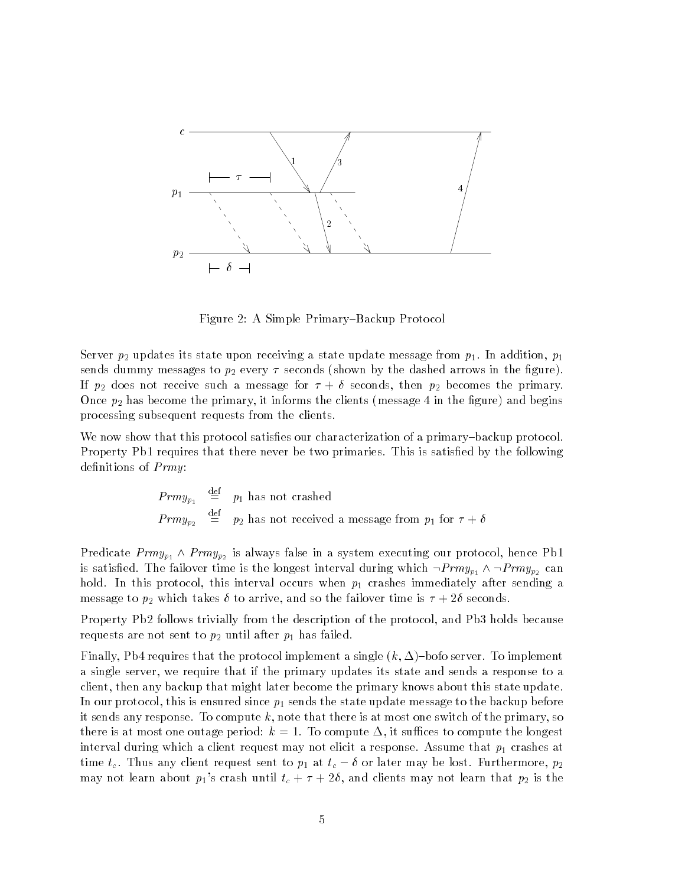Figure 2: A Simple Primary–Backup Protocol

Server $p_2$ updates its state upon receiving a state update message from $p_1$. In addition, $p_1$ sends dummy messages to $p_2$ every $\tau$ seconds (shown by the dashed arrows in the figure). If $p_2$ does not receive such a message for $\tau + \delta$ seconds, then $p_2$ becomes the primary. Once $p_2$ has become the primary, it informs the clients (message 4 in the figure) and begins processing subsequent requests from the clients.

We now show that this protocol satisfies our characterization of a primary–backup protocol. Property Pb1 requires that there never be two primaries. This is satisfied by the following definitions of *Prmy*:

$$\begin{aligned} Prmy_{p_1} &\stackrel{\text{def}}{=} p_1 \text{ has not crashed} \\ Prmy_{p_2} &\stackrel{\text{def}}{=} p_2 \text{ has not received a message from } p_1 \text{ for } \tau + \delta \end{aligned}$$

Predicate $Prmy_{p_1} \wedge Prmy_{p_2}$ is always false in a system executing our protocol, hence Pb1 is satisfied. The failover time is the longest interval during which $\neg Prmy_{p_1} \wedge \neg Prmy_{p_2}$ can hold. In this protocol, this interval occurs when $p_1$ crashes immediately after sending a message to $p_2$ which takes $\delta$ to arrive, and so the failover time is $\tau + 2\delta$ seconds.

Property Pb2 follows trivially from the description of the protocol, and Pb3 holds because requests are not sent to $p_2$ until after $p_1$ has failed.

Finally, Pb4 requires that the protocol implement a single $(k, \Delta)$–bofo server. To implement a single server, we require that if the primary updates its state and sends a response to a client, then any backup that might later become the primary knows about this state update. In our protocol, this is ensured since $p_1$ sends the state update message to the backup before it sends any response. To compute $k$, note that there is at most one switch of the primary, so there is at most one outage period: $k = 1$. To compute $\Delta$, it suffices to compute the longest interval during which a client request may not elicit a response. Assume that $p_1$ crashes at time $t_c$. Thus any client request sent to $p_1$ at $t_c - \delta$ or later may be lost. Furthermore, $p_2$ may not learn about $p_1$'s crash until $t_c + \tau + 2\delta$, and clients may not learn that $p_2$ is the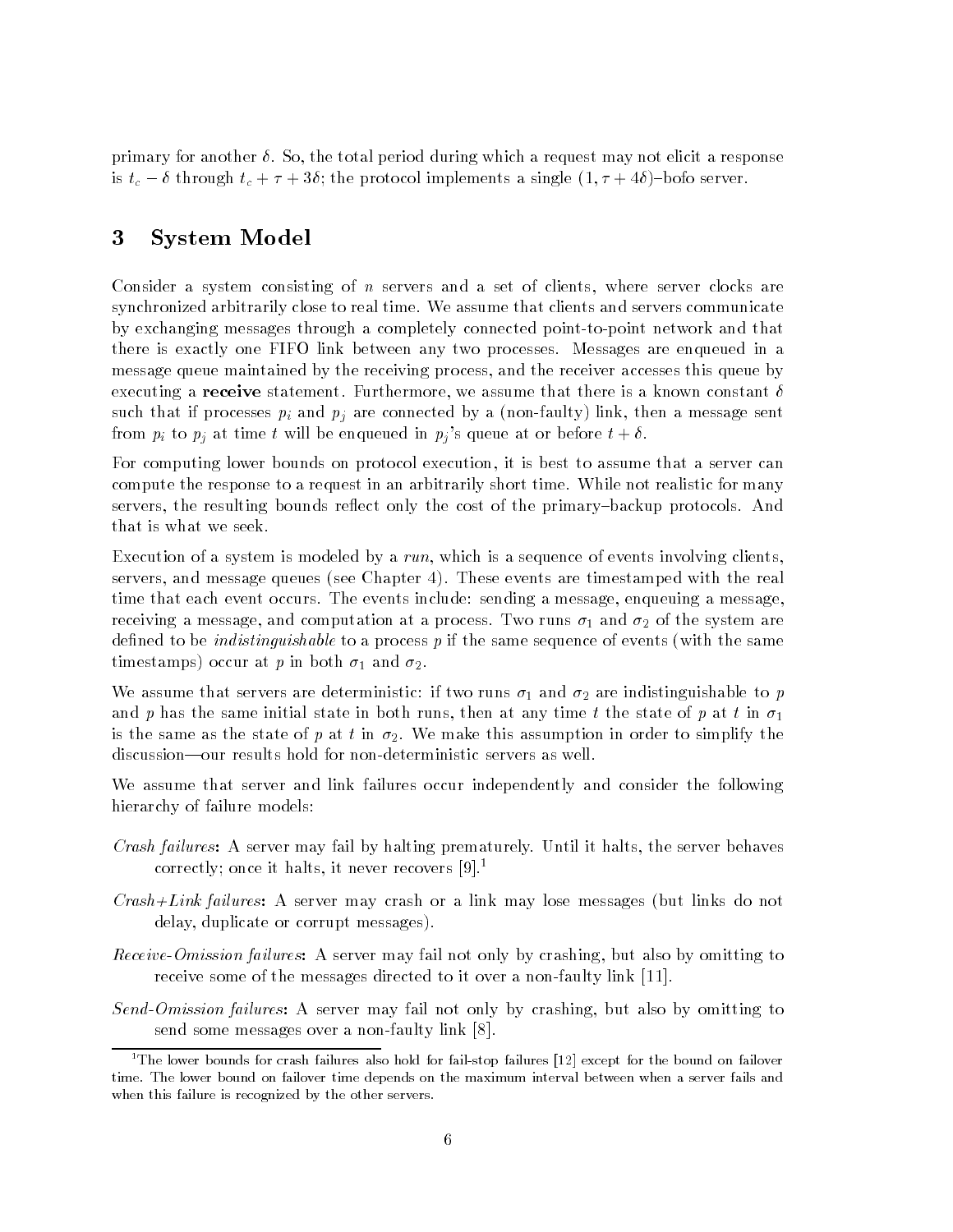primary for another $\delta$. So, the total period during which a request may not elicit a response is $t_c - \delta$ through $t_c + \tau + 3\delta$; the protocol implements a single $(1, \tau + 4\delta)$–bofo server.

## 3 System Model

Consider a system consisting of $n$ servers and a set of clients, where server clocks are synchronized arbitrarily close to real time. We assume that clients and servers communicate by exchanging messages through a completely connected point-to-point network and that there is exactly one FIFO link between any two processes. Messages are enqueued in a message queue maintained by the receiving process, and the receiver accesses this queue by executing a **receive** statement. Furthermore, we assume that there is a known constant $\delta$ such that if processes $p_i$ and $p_j$ are connected by a (non-faulty) link, then a message sent from $p_i$ to $p_j$ at time $t$ will be enqueued in $p_j$'s queue at or before $t + \delta$.

For computing lower bounds on protocol execution, it is best to assume that a server can compute the response to a request in an arbitrarily short time. While not realistic for many servers, the resulting bounds reflect only the cost of the primary–backup protocols. And that is what we seek.

Execution of a system is modeled by a *run*, which is a sequence of events involving clients, servers, and message queues (see Chapter 4). These events are timestamped with the real time that each event occurs. The events include: sending a message, enqueuing a message, receiving a message, and computation at a process. Two runs $\sigma_1$ and $\sigma_2$ of the system are defined to be *indistinguishable* to a process $p$ if the same sequence of events (with the same timestamps) occur at $p$ in both $\sigma_1$ and $\sigma_2$.

We assume that servers are deterministic: if two runs $\sigma_1$ and $\sigma_2$ are indistinguishable to $p$ and $p$ has the same initial state in both runs, then at any time $t$ the state of $p$ at $t$ in $\sigma_1$ is the same as the state of $p$ at $t$ in $\sigma_2$. We make this assumption in order to simplify the discussion—our results hold for non-deterministic servers as well.

We assume that server and link failures occur independently and consider the following hierarchy of failure models:

*Crash failures***:** A server may fail by halting prematurely. Until it halts, the server behaves correctly; once it halts, it never recovers [9].[1]

*Crash+Link failures***:** A server may crash or a link may lose messages (but links do not delay, duplicate or corrupt messages).

*Receive-Omission failures***:** A server may fail not only by crashing, but also by omitting to receive some of the messages directed to it over a non-faulty link [11].

*Send-Omission failures***:** A server may fail not only by crashing, but also by omitting to send some messages over a non-faulty link [8].

[1] The lower bounds for crash failures also hold for fail-stop failures [12] except for the bound on failover time. The lower bound on failover time depends on the maximum interval between when a server fails and when this failure is recognized by the other servers.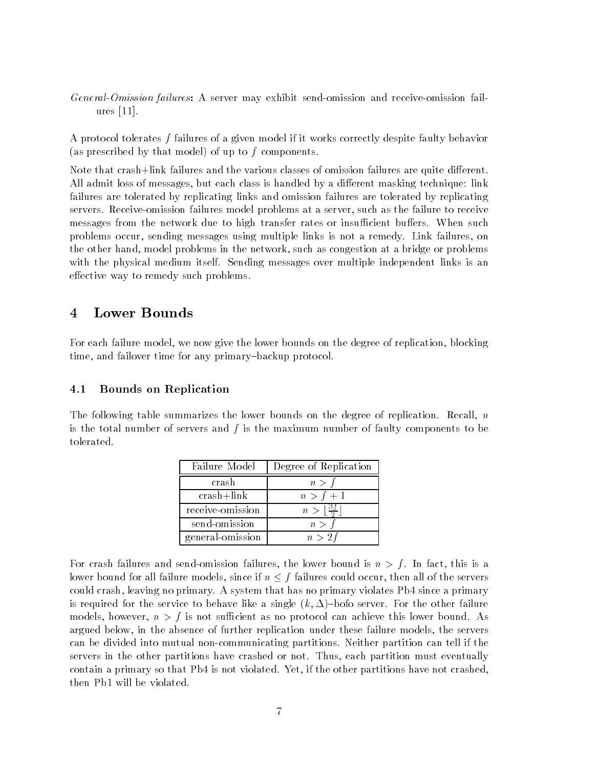*General-Omission failures*: A server may exhibit send-omission and receive-omission failures [11].

A protocol tolerates $f$ failures of a given model if it works correctly despite faulty behavior (as prescribed by that model) of up to $f$ components.

Note that crash+link failures and the various classes of omission failures are quite different. All admit loss of messages, but each class is handled by a different masking technique: link failures are tolerated by replicating links and omission failures are tolerated by replicating servers. Receive-omission failures model problems at a server, such as the failure to receive messages from the network due to high transfer rates or insufficient buffers. When such problems occur, sending messages using multiple links is not a remedy. Link failures, on the other hand, model problems in the network, such as congestion at a bridge or problems with the physical medium itself. Sending messages over multiple independent links is an effective way to remedy such problems.

# 4 Lower Bounds

For each failure model, we now give the lower bounds on the degree of replication, blocking time, and failover time for any primary–backup protocol.

## 4.1 Bounds on Replication

The following table summarizes the lower bounds on the degree of replication. Recall, $n$ is the total number of servers and $f$ is the maximum number of faulty components to be tolerated.

| Failure Model | Degree of Replication |
|---|---|
| crash | $n > f$ |
| crash+link | $n > f + 1$ |
| receive-omission | $n > \lfloor \frac{3f}{2} \rfloor$ |
| send-omission | $n > f$ |
| general-omission | $n > 2f$ |

For crash failures and send-omission failures, the lower bound is $n > f$. In fact, this is a lower bound for all failure models, since if $n \leq f$ failures could occur, then all of the servers could crash, leaving no primary. A system that has no primary violates Pb4 since a primary is required for the service to behave like a single $(k, \Delta)$–bofo server. For the other failure models, however, $n > f$ is not sufficient as no protocol can achieve this lower bound. As argued below, in the absence of further replication under these failure models, the servers can be divided into mutual non-communicating partitions. Neither partition can tell if the servers in the other partitions have crashed or not. Thus, each partition must eventually contain a primary so that Pb4 is not violated. Yet, if the other partitions have not crashed, then Pb1 will be violated.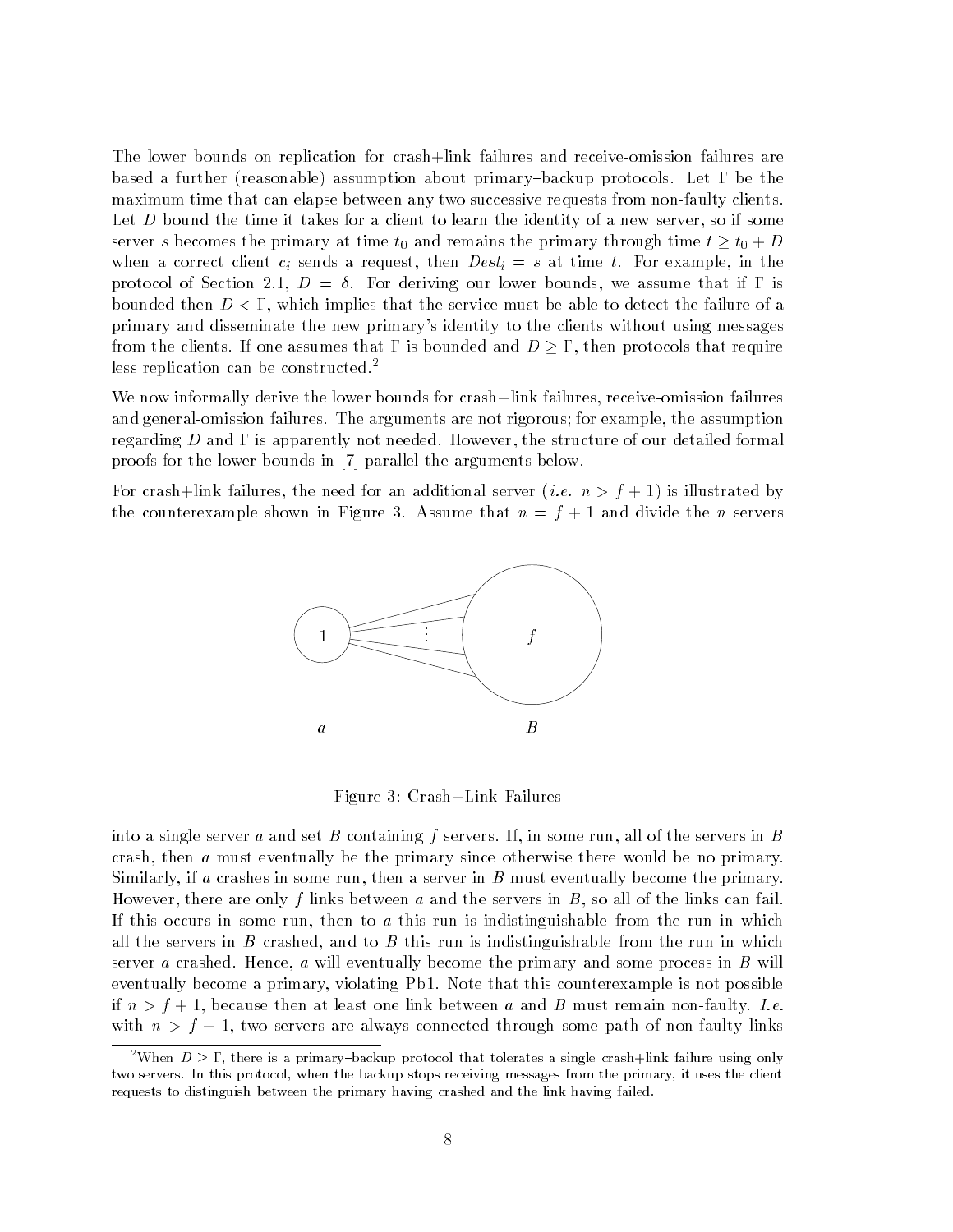The lower bounds on replication for crash+link failures and receive-omission failures are based a further (reasonable) assumption about primary–backup protocols. Let $\Gamma$ be the maximum time that can elapse between any two successive requests from non-faulty clients. Let $D$ bound the time it takes for a client to learn the identity of a new server, so if some server $s$ becomes the primary at time $t_0$ and remains the primary through time $t \geq t_0 + D$ when a correct client $c_i$ sends a request, then $Dest_i = s$ at time $t$. For example, in the protocol of Section 2.1, $D = \delta$. For deriving our lower bounds, we assume that if $\Gamma$ is bounded then $D < \Gamma$, which implies that the service must be able to detect the failure of a primary and disseminate the new primary's identity to the clients without using messages from the clients. If one assumes that $\Gamma$ is bounded and $D \geq \Gamma$, then protocols that require less replication can be constructed.[2]

We now informally derive the lower bounds for crash+link failures, receive-omission failures and general-omission failures. The arguments are not rigorous; for example, the assumption regarding $D$ and $\Gamma$ is apparently not needed. However, the structure of our detailed formal proofs for the lower bounds in [7] parallel the arguments below.

For crash+link failures, the need for an additional server (*i.e.* $n > f + 1$) is illustrated by the counterexample shown in Figure 3. Assume that $n = f + 1$ and divide the $n$ servers

Figure 3: Crash+Link Failures

into a single server $a$ and set $B$ containing $f$ servers. If, in some run, all of the servers in $B$ crash, then $a$ must eventually be the primary since otherwise there would be no primary. Similarly, if $a$ crashes in some run, then a server in $B$ must eventually become the primary. However, there are only $f$ links between $a$ and the servers in $B$, so all of the links can fail. If this occurs in some run, then to $a$ this run is indistinguishable from the run in which all the servers in $B$ crashed, and to $B$ this run is indistinguishable from the run in which server $a$ crashed. Hence, $a$ will eventually become the primary and some process in $B$ will eventually become a primary, violating Pb1. Note that this counterexample is not possible if $n > f + 1$, because then at least one link between $a$ and $B$ must remain non-faulty. *I.e.* with $n > f + 1$, two servers are always connected through some path of non-faulty links

[2] When $D \geq \Gamma$, there is a primary–backup protocol that tolerates a single crash+link failure using only two servers. In this protocol, when the backup stops receiving messages from the primary, it uses the client requests to distinguish between the primary having crashed and the link having failed.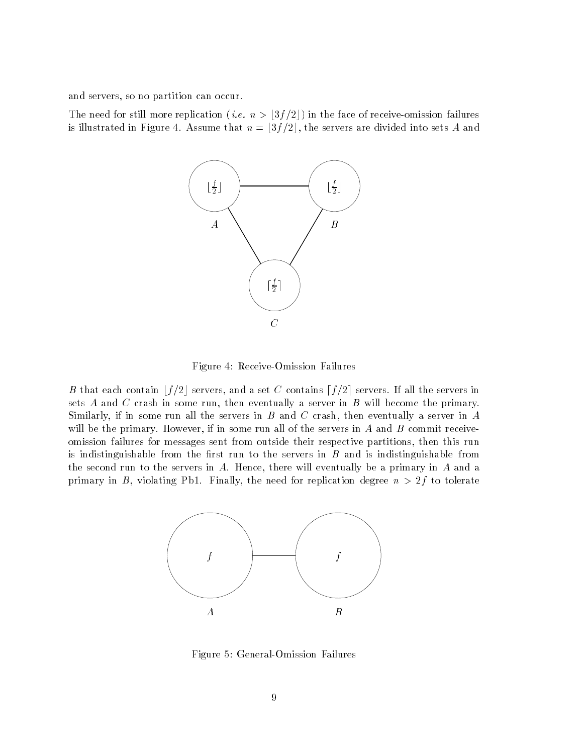and servers, so no partition can occur.

The need for still more replication (*i.e.* $n > \lfloor 3f/2 \rfloor$) in the face of receive-omission failures is illustrated in Figure 4. Assume that $n = \lfloor 3f/2 \rfloor$, the servers are divided into sets $A$ and $B$ that each contain $\lfloor f/2 \rfloor$ servers, and a set $C$ contains $\lceil f/2 \rceil$ servers. If all the servers in sets $A$ and $C$ crash in some run, then eventually a server in $B$ will become the primary. Similarly, if in some run all the servers in $B$ and $C$ crash, then eventually a server in $A$ will be the primary. However, if in some run all of the servers in $A$ and $B$ commit receive-omission failures for messages sent from outside their respective partitions, then this run is indistinguishable from the first run to the servers in $B$ and is indistinguishable from the second run to the servers in $A$. Hence, there will eventually be a primary in $A$ and a primary in $B$, violating Pb1. Finally, the need for replication degree $n > 2f$ to tolerate

Figure 4: Receive-Omission Failures

Figure 5: General-Omission Failures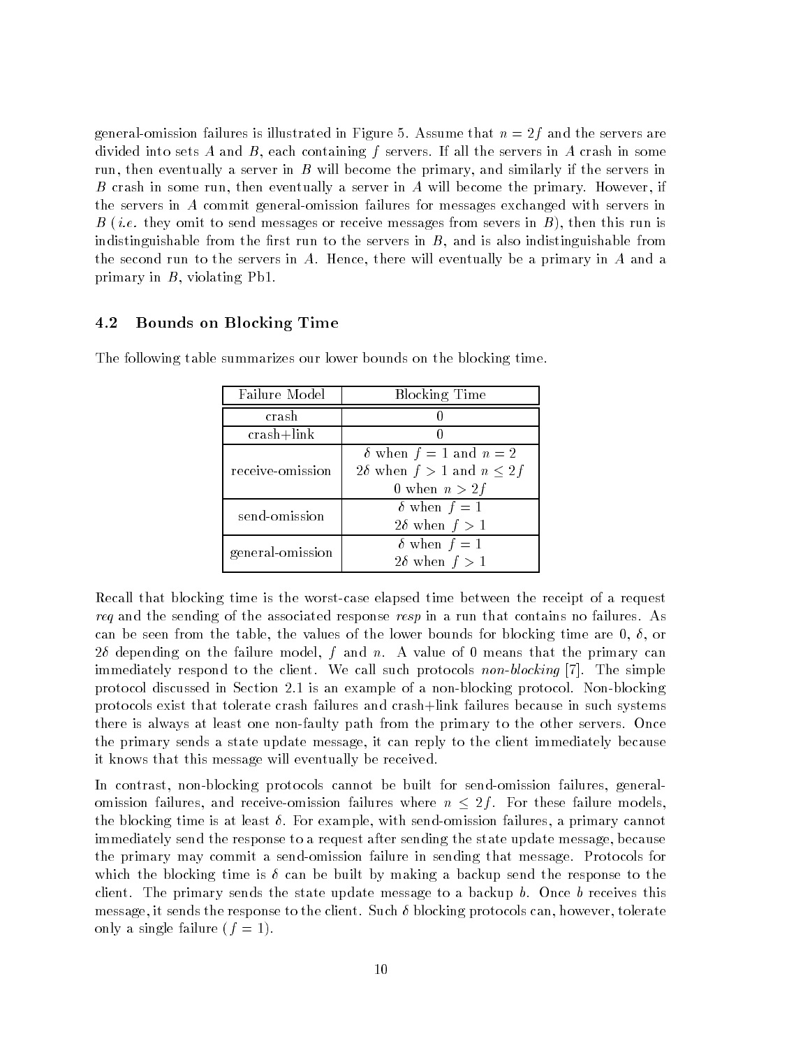general-omission failures is illustrated in Figure 5. Assume that $n = 2f$ and the servers are divided into sets $A$ and $B$, each containing $f$ servers. If all the servers in $A$ crash in some run, then eventually a server in $B$ will become the primary, and similarly if the servers in $B$ crash in some run, then eventually a server in $A$ will become the primary. However, if the servers in $A$ commit general-omission failures for messages exchanged with servers in $B$ (*i.e.* they omit to send messages or receive messages from severs in $B$), then this run is indistinguishable from the first run to the servers in $B$, and is also indistinguishable from the second run to the servers in $A$. Hence, there will eventually be a primary in $A$ and a primary in $B$, violating Pb1.

## 4.2 Bounds on Blocking Time

The following table summarizes our lower bounds on the blocking time.

| Failure Model | Blocking Time |
|---|---|
| crash | 0 |
| crash+link | 0 |
| receive-omission | $\delta$ when $f = 1$ and $n = 2$<br>$2\delta$ when $f > 1$ and $n \leq 2f$<br>0 when $n > 2f$ |
| send-omission | $\delta$ when $f = 1$<br>$2\delta$ when $f > 1$ |
| general-omission | $\delta$ when $f = 1$<br>$2\delta$ when $f > 1$ |

Recall that blocking time is the worst-case elapsed time between the receipt of a request *req* and the sending of the associated response *resp* in a run that contains no failures. As can be seen from the table, the values of the lower bounds for blocking time are 0, $\delta$, or $2\delta$ depending on the failure model, $f$ and $n$. A value of 0 means that the primary can immediately respond to the client. We call such protocols *non-blocking* [7]. The simple protocol discussed in Section 2.1 is an example of a non-blocking protocol. Non-blocking protocols exist that tolerate crash failures and crash+link failures because in such systems there is always at least one non-faulty path from the primary to the other servers. Once the primary sends a state update message, it can reply to the client immediately because it knows that this message will eventually be received.

In contrast, non-blocking protocols cannot be built for send-omission failures, general-omission failures, and receive-omission failures where $n \leq 2f$. For these failure models, the blocking time is at least $\delta$. For example, with send-omission failures, a primary cannot immediately send the response to a request after sending the state update message, because the primary may commit a send-omission failure in sending that message. Protocols for which the blocking time is $\delta$ can be built by making a backup send the response to the client. The primary sends the state update message to a backup $b$. Once $b$ receives this message, it sends the response to the client. Such $\delta$ blocking protocols can, however, tolerate only a single failure ($f = 1$).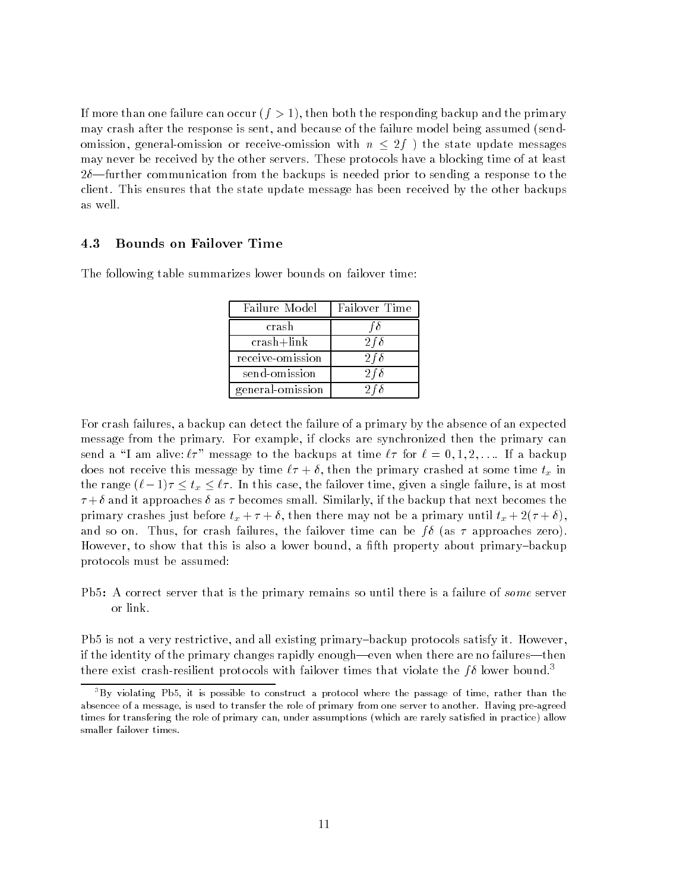If more than one failure can occur ($f > 1$), then both the responding backup and the primary may crash after the response is sent, and because of the failure model being assumed (send-omission, general-omission or receive-omission with $n \leq 2f$ ) the state update messages may never be received by the other servers. These protocols have a blocking time of at least $2\delta$—further communication from the backups is needed prior to sending a response to the client. This ensures that the state update message has been received by the other backups as well.

### 4.3 Bounds on Failover Time

The following table summarizes lower bounds on failover time:

| Failure Model | Failover Time |
|---|---|
| crash | $f\delta$ |
| crash+link | $2f\delta$ |
| receive-omission | $2f\delta$ |
| send-omission | $2f\delta$ |
| general-omission | $2f\delta$ |

For crash failures, a backup can detect the failure of a primary by the absence of an expected message from the primary. For example, if clocks are synchronized then the primary can send a "I am alive: $\ell\tau$" message to the backups at time $\ell\tau$ for $\ell = 0, 1, 2, \ldots$. If a backup does not receive this message by time $\ell\tau + \delta$, then the primary crashed at some time $t_x$ in the range $(\ell - 1)\tau \leq t_x \leq \ell\tau$. In this case, the failover time, given a single failure, is at most $\tau + \delta$ and it approaches $\delta$ as $\tau$ becomes small. Similarly, if the backup that next becomes the primary crashes just before $t_x + \tau + \delta$, then there may not be a primary until $t_x + 2(\tau + \delta)$, and so on. Thus, for crash failures, the failover time can be $f\delta$ (as $\tau$ approaches zero). However, to show that this is also a lower bound, a fifth property about primary–backup protocols must be assumed:

**Pb5:** A correct server that is the primary remains so until there is a failure of *some* server or link.

Pb5 is not a very restrictive, and all existing primary–backup protocols satisfy it. However, if the identity of the primary changes rapidly enough—even when there are no failures—then there exist crash-resilient protocols with failover times that violate the $f\delta$ lower bound.[3]

[3] By violating Pb5, it is possible to construct a protocol where the passage of time, rather than the absencee of a message, is used to transfer the role of primary from one server to another. Having pre-agreed times for transfering the role of primary can, under assumptions (which are rarely satisfied in practice) allow smaller failover times.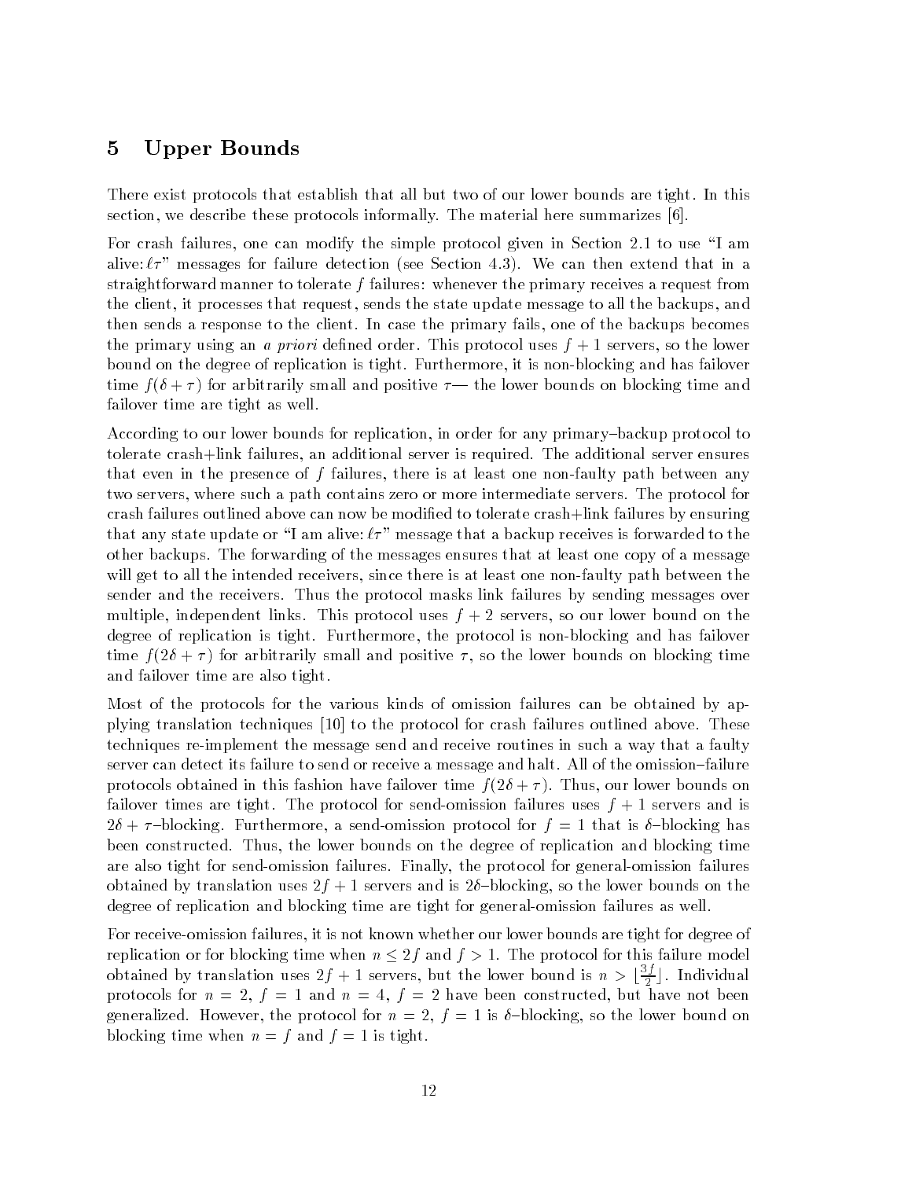## 5 Upper Bounds

There exist protocols that establish that all but two of our lower bounds are tight. In this section, we describe these protocols informally. The material here summarizes [6].

For crash failures, one can modify the simple protocol given in Section 2.1 to use "I am alive: $\ell\tau$" messages for failure detection (see Section 4.3). We can then extend that in a straightforward manner to tolerate $f$ failures: whenever the primary receives a request from the client, it processes that request, sends the state update message to all the backups, and then sends a response to the client. In case the primary fails, one of the backups becomes the primary using an *a priori* defined order. This protocol uses $f + 1$ servers, so the lower bound on the degree of replication is tight. Furthermore, it is non-blocking and has failover time $f(\delta + \tau)$ for arbitrarily small and positive $\tau$— the lower bounds on blocking time and failover time are tight as well.

According to our lower bounds for replication, in order for any primary–backup protocol to tolerate crash+link failures, an additional server is required. The additional server ensures that even in the presence of $f$ failures, there is at least one non-faulty path between any two servers, where such a path contains zero or more intermediate servers. The protocol for crash failures outlined above can now be modified to tolerate crash+link failures by ensuring that any state update or "I am alive: $\ell\tau$" message that a backup receives is forwarded to the other backups. The forwarding of the messages ensures that at least one copy of a message will get to all the intended receivers, since there is at least one non-faulty path between the sender and the receivers. Thus the protocol masks link failures by sending messages over multiple, independent links. This protocol uses $f + 2$ servers, so our lower bound on the degree of replication is tight. Furthermore, the protocol is non-blocking and has failover time $f(2\delta + \tau)$ for arbitrarily small and positive $\tau$, so the lower bounds on blocking time and failover time are also tight.

Most of the protocols for the various kinds of omission failures can be obtained by applying translation techniques [10] to the protocol for crash failures outlined above. These techniques re-implement the message send and receive routines in such a way that a faulty server can detect its failure to send or receive a message and halt. All of the omission–failure protocols obtained in this fashion have failover time $f(2\delta + \tau)$. Thus, our lower bounds on failover times are tight. The protocol for send-omission failures uses $f + 1$ servers and is $2\delta + \tau$–blocking. Furthermore, a send-omission protocol for $f = 1$ that is $\delta$–blocking has been constructed. Thus, the lower bounds on the degree of replication and blocking time are also tight for send-omission failures. Finally, the protocol for general-omission failures obtained by translation uses $2f + 1$ servers and is $2\delta$–blocking, so the lower bounds on the degree of replication and blocking time are tight for general-omission failures as well.

For receive-omission failures, it is not known whether our lower bounds are tight for degree of replication or for blocking time when $n \leq 2f$ and $f > 1$. The protocol for this failure model obtained by translation uses $2f + 1$ servers, but the lower bound is $n > \lfloor \frac{3f}{2} \rfloor$. Individual protocols for $n = 2$, $f = 1$ and $n = 4$, $f = 2$ have been constructed, but have not been generalized. However, the protocol for $n = 2$, $f = 1$ is $\delta$–blocking, so the lower bound on blocking time when $n = f$ and $f = 1$ is tight.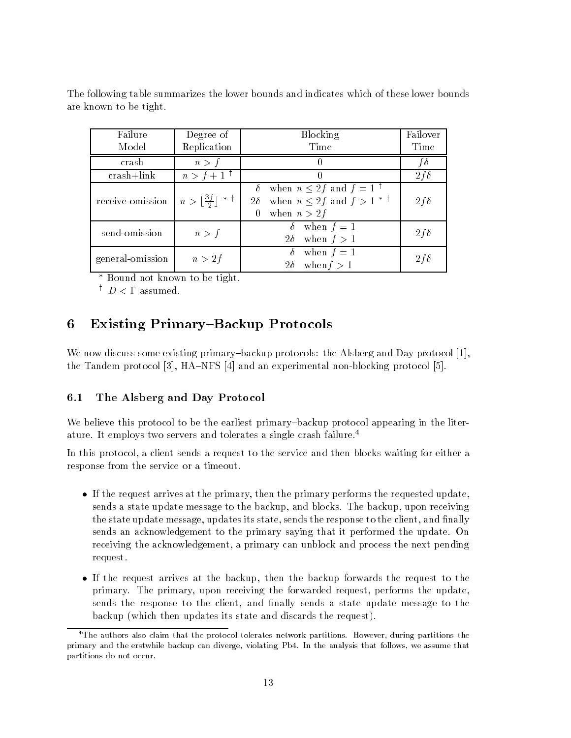The following table summarizes the lower bounds and indicates which of these lower bounds are known to be tight.

| Failure Model | Degree of Replication | Blocking Time | Failover Time |
|---|---|---|---|
| crash | $n > f$ | 0 | $f\delta$ |
| crash+link | $n > f + 1$ † | 0 | $2f\delta$ |
| receive-omission | $n > \lfloor \frac{3f}{2} \rfloor$ * † | $\delta$ when $n \leq 2f$ and $f = 1$ † <br> $2\delta$ when $n \leq 2f$ and $f > 1$ * † <br> 0 when $n > 2f$ | $2f\delta$ |
| send-omission | $n > f$ | $\delta$ when $f = 1$ <br> $2\delta$ when $f > 1$ | $2f\delta$ |
| general-omission | $n > 2f$ | $\delta$ when $f = 1$ <br> $2\delta$ when $f > 1$ | $2f\delta$ |

\* Bound not known to be tight.

† $D < \Gamma$ assumed.

# 6 Existing Primary–Backup Protocols

We now discuss some existing primary–backup protocols: the Alsberg and Day protocol [1], the Tandem protocol [3], HA–NFS [4] and an experimental non-blocking protocol [5].

## 6.1 The Alsberg and Day Protocol

We believe this protocol to be the earliest primary–backup protocol appearing in the literature. It employs two servers and tolerates a single crash failure.[4]

In this protocol, a client sends a request to the service and then blocks waiting for either a response from the service or a timeout.

- If the request arrives at the primary, then the primary performs the requested update, sends a state update message to the backup, and blocks. The backup, upon receiving the state update message, updates its state, sends the response to the client, and finally sends an acknowledgement to the primary saying that it performed the update. On receiving the acknowledgement, a primary can unblock and process the next pending request.
- If the request arrives at the backup, then the backup forwards the request to the primary. The primary, upon receiving the forwarded request, performs the update, sends the response to the client, and finally sends a state update message to the backup (which then updates its state and discards the request).

[4] The authors also claim that the protocol tolerates network partitions. However, during partitions the primary and the erstwhile backup can diverge, violating Pb4. In the analysis that follows, we assume that partitions do not occur.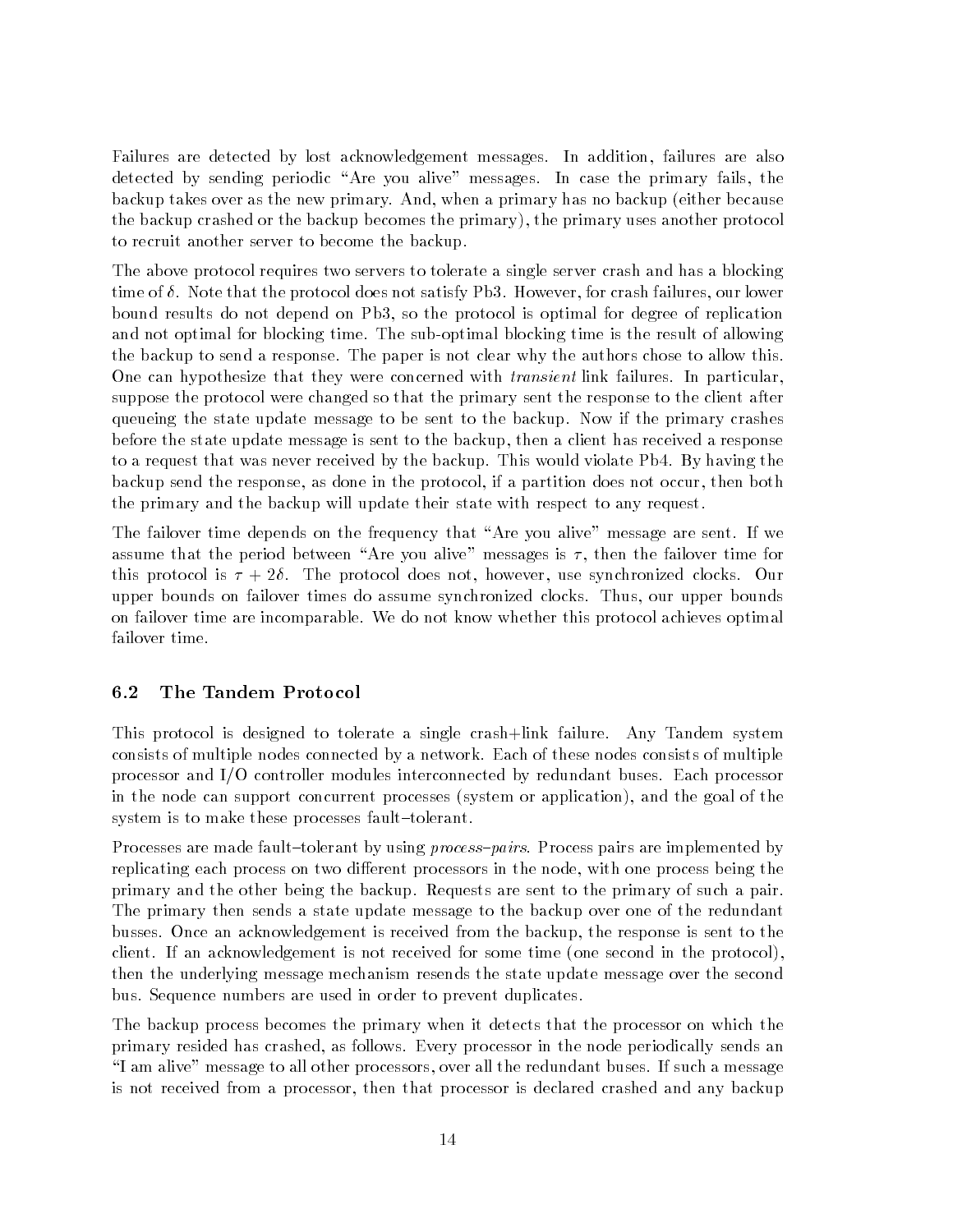Failures are detected by lost acknowledgement messages. In addition, failures are also detected by sending periodic "Are you alive" messages. In case the primary fails, the backup takes over as the new primary. And, when a primary has no backup (either because the backup crashed or the backup becomes the primary), the primary uses another protocol to recruit another server to become the backup.

The above protocol requires two servers to tolerate a single server crash and has a blocking time of $\delta$. Note that the protocol does not satisfy Pb3. However, for crash failures, our lower bound results do not depend on Pb3, so the protocol is optimal for degree of replication and not optimal for blocking time. The sub-optimal blocking time is the result of allowing the backup to send a response. The paper is not clear why the authors chose to allow this. One can hypothesize that they were concerned with *transient* link failures. In particular, suppose the protocol were changed so that the primary sent the response to the client after queueing the state update message to be sent to the backup. Now if the primary crashes before the state update message is sent to the backup, then a client has received a response to a request that was never received by the backup. This would violate Pb4. By having the backup send the response, as done in the protocol, if a partition does not occur, then both the primary and the backup will update their state with respect to any request.

The failover time depends on the frequency that "Are you alive" message are sent. If we assume that the period between "Are you alive" messages is $\tau$, then the failover time for this protocol is $\tau + 2\delta$. The protocol does not, however, use synchronized clocks. Our upper bounds on failover times do assume synchronized clocks. Thus, our upper bounds on failover time are incomparable. We do not know whether this protocol achieves optimal failover time.

## 6.2 The Tandem Protocol

This protocol is designed to tolerate a single crash+link failure. Any Tandem system consists of multiple nodes connected by a network. Each of these nodes consists of multiple processor and I/O controller modules interconnected by redundant buses. Each processor in the node can support concurrent processes (system or application), and the goal of the system is to make these processes fault–tolerant.

Processes are made fault–tolerant by using *process–pairs*. Process pairs are implemented by replicating each process on two different processors in the node, with one process being the primary and the other being the backup. Requests are sent to the primary of such a pair. The primary then sends a state update message to the backup over one of the redundant busses. Once an acknowledgement is received from the backup, the response is sent to the client. If an acknowledgement is not received for some time (one second in the protocol), then the underlying message mechanism resends the state update message over the second bus. Sequence numbers are used in order to prevent duplicates.

The backup process becomes the primary when it detects that the processor on which the primary resided has crashed, as follows. Every processor in the node periodically sends an "I am alive" message to all other processors, over all the redundant buses. If such a message is not received from a processor, then that processor is declared crashed and any backup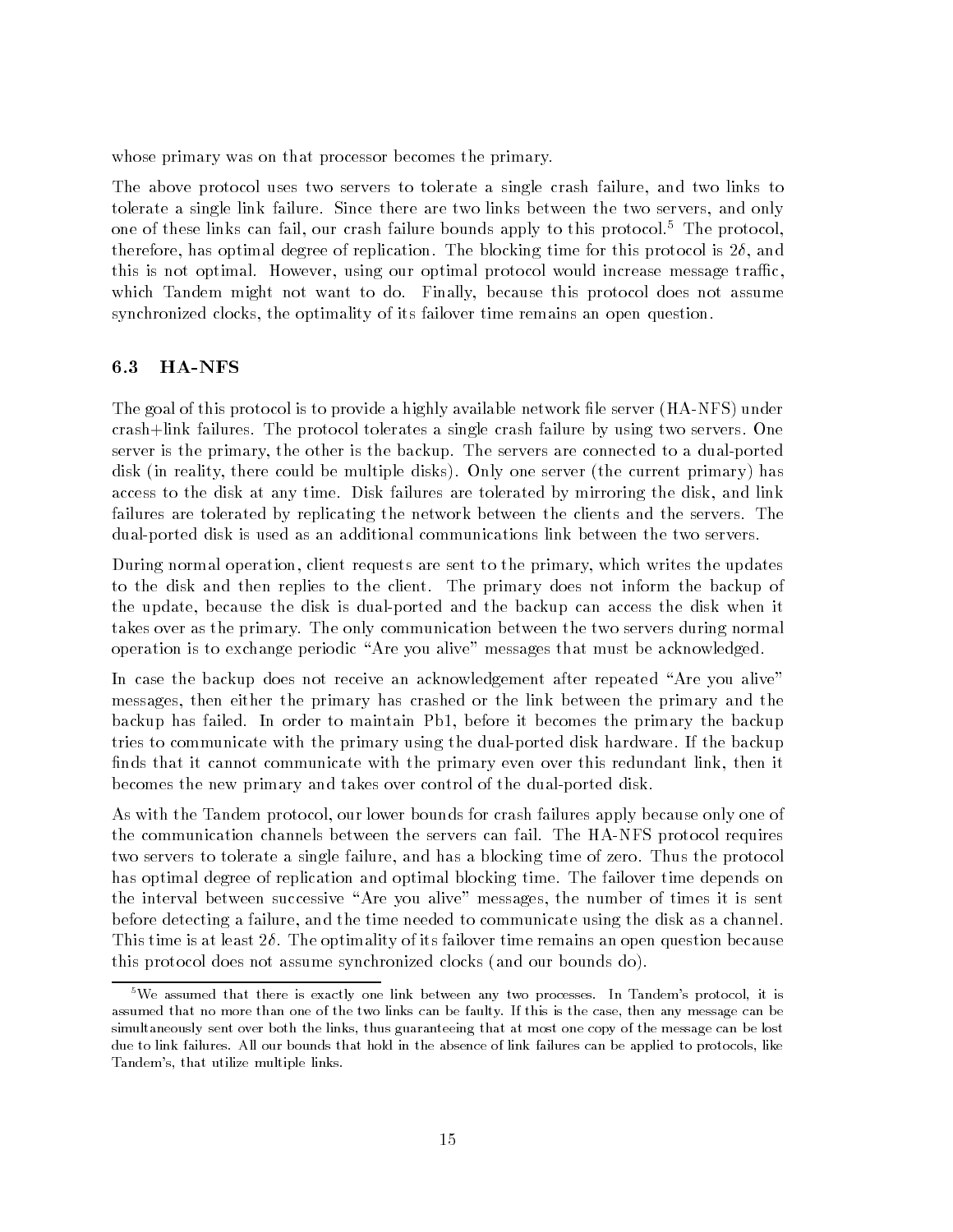whose primary was on that processor becomes the primary.

The above protocol uses two servers to tolerate a single crash failure, and two links to tolerate a single link failure. Since there are two links between the two servers, and only one of these links can fail, our crash failure bounds apply to this protocol.[5] The protocol, therefore, has optimal degree of replication. The blocking time for this protocol is $2\delta$, and this is not optimal. However, using our optimal protocol would increase message traffic, which Tandem might not want to do. Finally, because this protocol does not assume synchronized clocks, the optimality of its failover time remains an open question.

### 6.3 HA-NFS

The goal of this protocol is to provide a highly available network file server (HA-NFS) under crash+link failures. The protocol tolerates a single crash failure by using two servers. One server is the primary, the other is the backup. The servers are connected to a dual-ported disk (in reality, there could be multiple disks). Only one server (the current primary) has access to the disk at any time. Disk failures are tolerated by mirroring the disk, and link failures are tolerated by replicating the network between the clients and the servers. The dual-ported disk is used as an additional communications link between the two servers.

During normal operation, client requests are sent to the primary, which writes the updates to the disk and then replies to the client. The primary does not inform the backup of the update, because the disk is dual-ported and the backup can access the disk when it takes over as the primary. The only communication between the two servers during normal operation is to exchange periodic "Are you alive" messages that must be acknowledged.

In case the backup does not receive an acknowledgement after repeated "Are you alive" messages, then either the primary has crashed or the link between the primary and the backup has failed. In order to maintain Pb1, before it becomes the primary the backup tries to communicate with the primary using the dual-ported disk hardware. If the backup finds that it cannot communicate with the primary even over this redundant link, then it becomes the new primary and takes over control of the dual-ported disk.

As with the Tandem protocol, our lower bounds for crash failures apply because only one of the communication channels between the servers can fail. The HA-NFS protocol requires two servers to tolerate a single failure, and has a blocking time of zero. Thus the protocol has optimal degree of replication and optimal blocking time. The failover time depends on the interval between successive "Are you alive" messages, the number of times it is sent before detecting a failure, and the time needed to communicate using the disk as a channel. This time is at least $2\delta$. The optimality of its failover time remains an open question because this protocol does not assume synchronized clocks (and our bounds do).

---

[5] We assumed that there is exactly one link between any two processes. In Tandem's protocol, it is assumed that no more than one of the two links can be faulty. If this is the case, then any message can be simultaneously sent over both the links, thus guaranteeing that at most one copy of the message can be lost due to link failures. All our bounds that hold in the absence of link failures can be applied to protocols, like Tandem's, that utilize multiple links.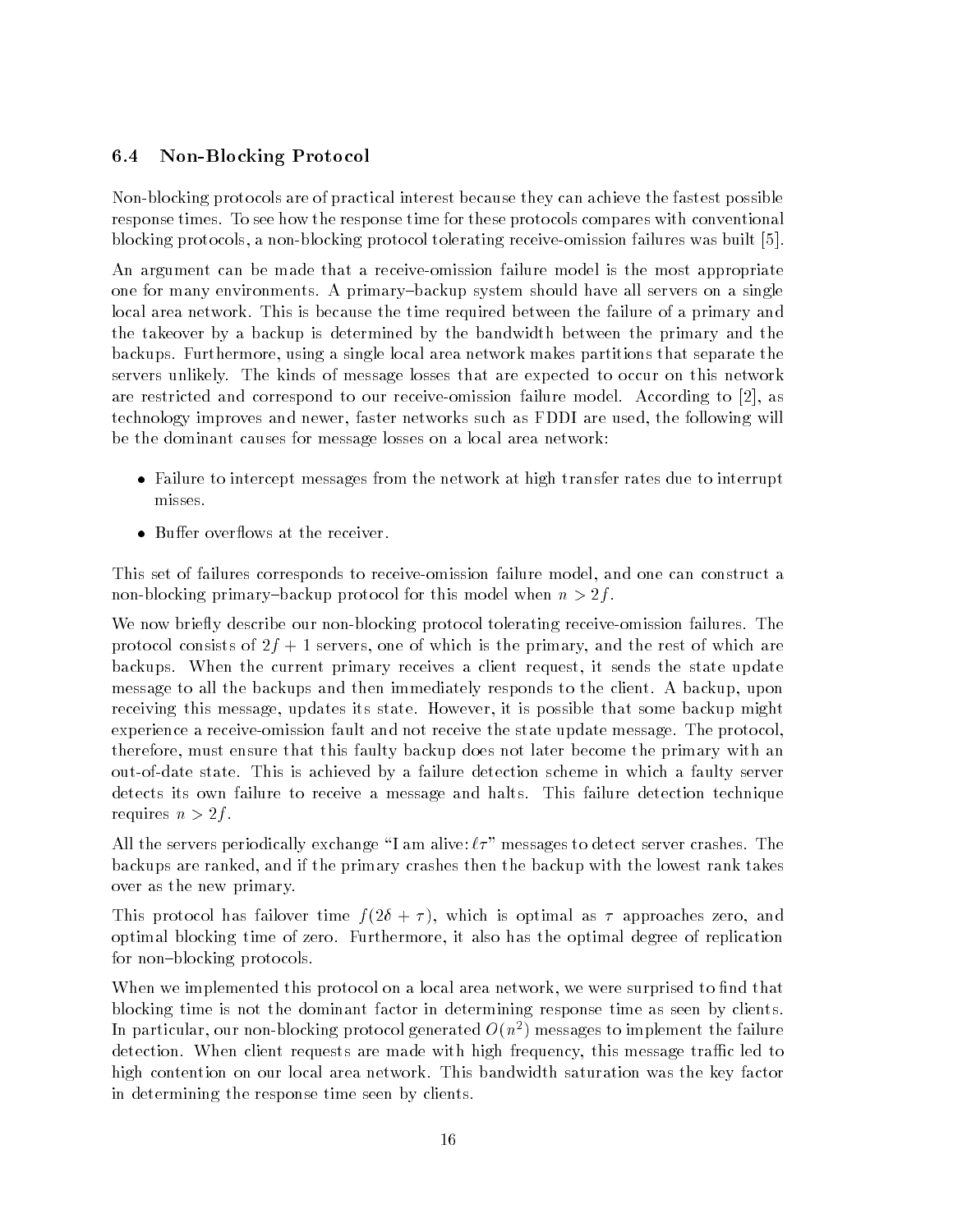### 6.4 Non-Blocking Protocol

Non-blocking protocols are of practical interest because they can achieve the fastest possible response times. To see how the response time for these protocols compares with conventional blocking protocols, a non-blocking protocol tolerating receive-omission failures was built [5].

An argument can be made that a receive-omission failure model is the most appropriate one for many environments. A primary–backup system should have all servers on a single local area network. This is because the time required between the failure of a primary and the takeover by a backup is determined by the bandwidth between the primary and the backups. Furthermore, using a single local area network makes partitions that separate the servers unlikely. The kinds of message losses that are expected to occur on this network are restricted and correspond to our receive-omission failure model. According to [2], as technology improves and newer, faster networks such as FDDI are used, the following will be the dominant causes for message losses on a local area network:

- Failure to intercept messages from the network at high transfer rates due to interrupt misses.
- Buffer overflows at the receiver.

This set of failures corresponds to receive-omission failure model, and one can construct a non-blocking primary–backup protocol for this model when $n > 2f$.

We now briefly describe our non-blocking protocol tolerating receive-omission failures. The protocol consists of $2f + 1$ servers, one of which is the primary, and the rest of which are backups. When the current primary receives a client request, it sends the state update message to all the backups and then immediately responds to the client. A backup, upon receiving this message, updates its state. However, it is possible that some backup might experience a receive-omission fault and not receive the state update message. The protocol, therefore, must ensure that this faulty backup does not later become the primary with an out-of-date state. This is achieved by a failure detection scheme in which a faulty server detects its own failure to receive a message and halts. This failure detection technique requires $n > 2f$.

All the servers periodically exchange "I am alive: $\ell\tau$" messages to detect server crashes. The backups are ranked, and if the primary crashes then the backup with the lowest rank takes over as the new primary.

This protocol has failover time $f(2\delta + \tau)$, which is optimal as $\tau$ approaches zero, and optimal blocking time of zero. Furthermore, it also has the optimal degree of replication for non–blocking protocols.

When we implemented this protocol on a local area network, we were surprised to find that blocking time is not the dominant factor in determining response time as seen by clients. In particular, our non-blocking protocol generated $O(n^2)$ messages to implement the failure detection. When client requests are made with high frequency, this message traffic led to high contention on our local area network. This bandwidth saturation was the key factor in determining the response time seen by clients.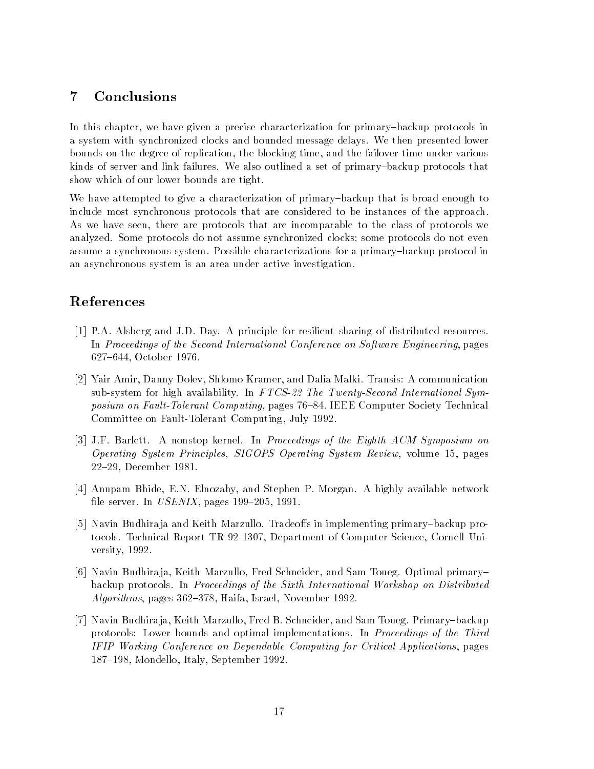## 7 Conclusions

In this chapter, we have given a precise characterization for primary–backup protocols in a system with synchronized clocks and bounded message delays. We then presented lower bounds on the degree of replication, the blocking time, and the failover time under various kinds of server and link failures. We also outlined a set of primary–backup protocols that show which of our lower bounds are tight.

We have attempted to give a characterization of primary–backup that is broad enough to include most synchronous protocols that are considered to be instances of the approach. As we have seen, there are protocols that are incomparable to the class of protocols we analyzed. Some protocols do not assume synchronized clocks; some protocols do not even assume a synchronous system. Possible characterizations for a primary–backup protocol in an asynchronous system is an area under active investigation.

## References

[1] P.A. Alsberg and J.D. Day. A principle for resilient sharing of distributed resources. In *Proceedings of the Second International Conference on Software Engineering*, pages 627–644, October 1976.

[2] Yair Amir, Danny Dolev, Shlomo Kramer, and Dalia Malki. Transis: A communication sub-system for high availability. In *FTCS-22 The Twenty-Second International Symposium on Fault-Tolerant Computing*, pages 76–84. IEEE Computer Society Technical Committee on Fault-Tolerant Computing, July 1992.

[3] J.F. Barlett. A nonstop kernel. In *Proceedings of the Eighth ACM Symposium on Operating System Principles, SIGOPS Operating System Review*, volume 15, pages 22–29, December 1981.

[4] Anupam Bhide, E.N. Elnozahy, and Stephen P. Morgan. A highly available network file server. In *USENIX*, pages 199–205, 1991.

[5] Navin Budhiraja and Keith Marzullo. Tradeoffs in implementing primary–backup protocols. Technical Report TR 92-1307, Department of Computer Science, Cornell University, 1992.

[6] Navin Budhiraja, Keith Marzullo, Fred Schneider, and Sam Toueg. Optimal primary–backup protocols. In *Proceedings of the Sixth International Workshop on Distributed Algorithms*, pages 362–378, Haifa, Israel, November 1992.

[7] Navin Budhiraja, Keith Marzullo, Fred B. Schneider, and Sam Toueg. Primary–backup protocols: Lower bounds and optimal implementations. In *Proceedings of the Third IFIP Working Conference on Dependable Computing for Critical Applications*, pages 187–198, Mondello, Italy, September 1992.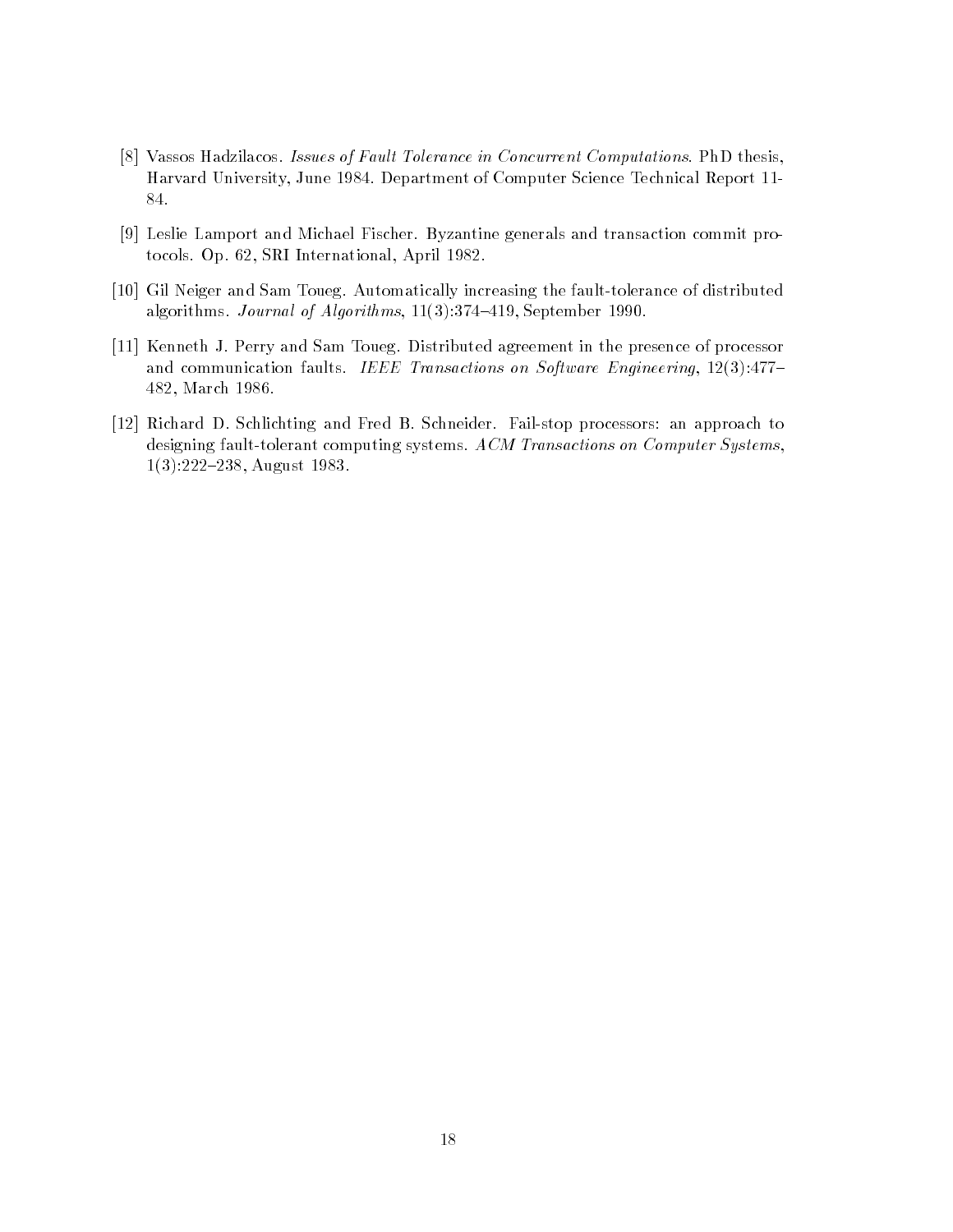[8] Vassos Hadzilacos. *Issues of Fault Tolerance in Concurrent Computations*. PhD thesis, Harvard University, June 1984. Department of Computer Science Technical Report 11-84.

[9] Leslie Lamport and Michael Fischer. Byzantine generals and transaction commit protocols. Op. 62, SRI International, April 1982.

[10] Gil Neiger and Sam Toueg. Automatically increasing the fault-tolerance of distributed algorithms. *Journal of Algorithms*, 11(3):374–419, September 1990.

[11] Kenneth J. Perry and Sam Toueg. Distributed agreement in the presence of processor and communication faults. *IEEE Transactions on Software Engineering*, 12(3):477–482, March 1986.

[12] Richard D. Schlichting and Fred B. Schneider. Fail-stop processors: an approach to designing fault-tolerant computing systems. *ACM Transactions on Computer Systems*, 1(3):222–238, August 1983.